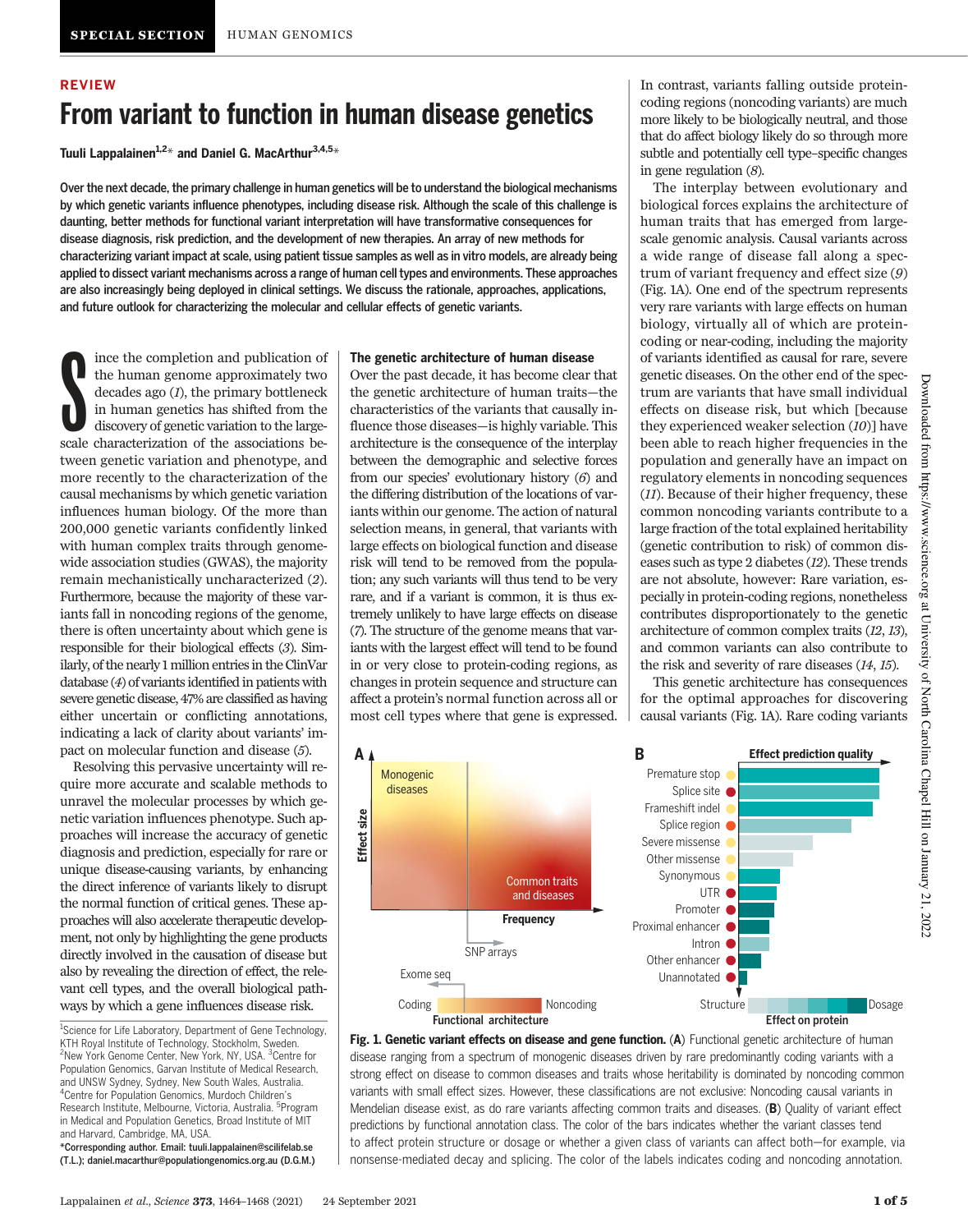SPECIAL SECTION HUMAN GENOMICS

REVIEW

# From variant to function in human disease genetics

**Tuuli Lappalainen[1,2]* and Daniel G. MacArthur[3,4,5]***

**Over the next decade, the primary challenge in human genetics will be to understand the biological mechanisms by which genetic variants influence phenotypes, including disease risk. Although the scale of this challenge is daunting, better methods for functional variant interpretation will have transformative consequences for disease diagnosis, risk prediction, and the development of new therapies. An array of new methods for characterizing variant impact at scale, using patient tissue samples as well as in vitro models, are already being applied to dissect variant mechanisms across a range of human cell types and environments. These approaches are also increasingly being deployed in clinical settings. We discuss the rationale, approaches, applications, and future outlook for characterizing the molecular and cellular effects of genetic variants.**

Since the completion and publication of the human genome approximately two decades ago (*1*), the primary bottleneck in human genetics has shifted from the discovery of genetic variation to the large-scale characterization of the associations between genetic variation and phenotype, and more recently to the characterization of the causal mechanisms by which genetic variation influences human biology. Of the more than 200,000 genetic variants confidently linked with human complex traits through genome-wide association studies (GWAS), the majority remain mechanistically uncharacterized (*2*). Furthermore, because the majority of these variants fall in noncoding regions of the genome, there is often uncertainty about which gene is responsible for their biological effects (*3*). Similarly, of the nearly 1 million entries in the ClinVar database (*4*) of variants identified in patients with severe genetic disease, 47% are classified as having either uncertain or conflicting annotations, indicating a lack of clarity about variants' impact on molecular function and disease (*5*).

Resolving this pervasive uncertainty will require more accurate and scalable methods to unravel the molecular processes by which genetic variation influences phenotype. Such approaches will increase the accuracy of genetic diagnosis and prediction, especially for rare or unique disease-causing variants, by enhancing the direct inference of variants likely to disrupt the normal function of critical genes. These approaches will also accelerate therapeutic development, not only by highlighting the gene products directly involved in the causation of disease but also by revealing the direction of effect, the relevant cell types, and the overall biological pathways by which a gene influences disease risk.

## The genetic architecture of human disease

Over the past decade, it has become clear that the genetic architecture of human traits—the characteristics of the variants that causally influence those diseases—is highly variable. This architecture is the consequence of the interplay between the demographic and selective forces from our species' evolutionary history (*6*) and the differing distribution of the locations of variants within our genome. The action of natural selection means, in general, that variants with large effects on biological function and disease risk will tend to be removed from the population; any such variants will thus tend to be very rare, and if a variant is common, it is thus extremely unlikely to have large effects on disease (*7*). The structure of the genome means that variants with the largest effect will tend to be found in or very close to protein-coding regions, as changes in protein sequence and structure can affect a protein's normal function across all or most cell types where that gene is expressed. In contrast, variants falling outside protein-coding regions (noncoding variants) are much more likely to be biologically neutral, and those that do affect biology likely do so through more subtle and potentially cell type–specific changes in gene regulation (*8*).

The interplay between evolutionary and biological forces explains the architecture of human traits that has emerged from large-scale genomic analysis. Causal variants across a wide range of disease fall along a spectrum of variant frequency and effect size (*9*) (Fig. 1A). One end of the spectrum represents very rare variants with large effects on human biology, virtually all of which are protein-coding or near-coding, including the majority of variants identified as causal for rare, severe genetic diseases. On the other end of the spectrum are variants that have small individual effects on disease risk, but which [because they experienced weaker selection (*10*)] have been able to reach higher frequencies in the population and generally have an impact on regulatory elements in noncoding sequences (*11*). Because of their higher frequency, these common noncoding variants contribute to a large fraction of the total explained heritability (genetic contribution to risk) of common diseases such as type 2 diabetes (*12*). These trends are not absolute, however: Rare variation, especially in protein-coding regions, nonetheless contributes disproportionately to the genetic architecture of common complex traits (*12*, *13*), and common variants can also contribute to the risk and severity of rare diseases (*14*, *15*).

This genetic architecture has consequences for the optimal approaches for discovering causal variants (Fig. 1A). Rare coding variants

**Fig. 1. Genetic variant effects on disease and gene function.** (**A**) Functional genetic architecture of human disease ranging from a spectrum of monogenic diseases driven by rare predominantly coding variants with a strong effect on disease to common diseases and traits whose heritability is dominated by noncoding common variants with small effect sizes. However, these classifications are not exclusive: Noncoding causal variants in Mendelian disease exist, as do rare variants affecting common traits and diseases. (**B**) Quality of variant effect predictions by functional annotation class. The color of the bars indicates whether the variant classes tend to affect protein structure or dosage or whether a given class of variants can affect both—for example, via nonsense-mediated decay and splicing. The color of the labels indicates coding and noncoding annotation.

[1]Science for Life Laboratory, Department of Gene Technology, KTH Royal Institute of Technology, Stockholm, Sweden. [2]New York Genome Center, New York, NY, USA. [3]Centre for Population Genomics, Garvan Institute of Medical Research, and UNSW Sydney, Sydney, New South Wales, Australia. [4]Centre for Population Genomics, Murdoch Children's Research Institute, Melbourne, Victoria, Australia. [5]Program in Medical and Population Genetics, Broad Institute of MIT and Harvard, Cambridge, MA, USA.
*Corresponding author. Email: tuuli.lappalainen@scilifelab.se (T.L.); daniel.macarthur@populationgenomics.org.au (D.G.M.)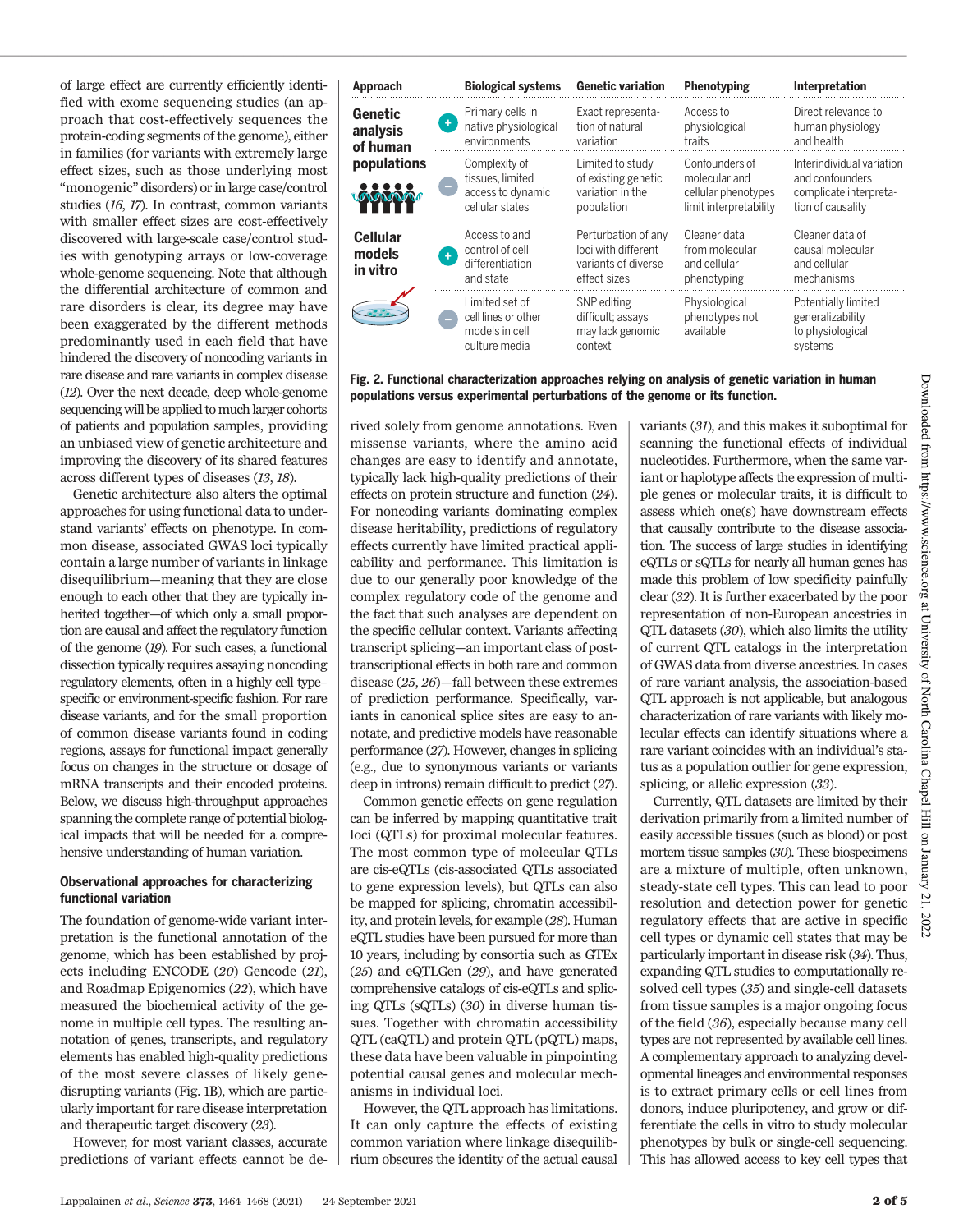of large effect are currently efficiently identified with exome sequencing studies (an approach that cost-effectively sequences the protein-coding segments of the genome), either in families (for variants with extremely large effect sizes, such as those underlying most "monogenic" disorders) or in large case/control studies (*16*, *17*). In contrast, common variants with smaller effect sizes are cost-effectively discovered with large-scale case/control studies with genotyping arrays or low-coverage whole-genome sequencing. Note that although the differential architecture of common and rare disorders is clear, its degree may have been exaggerated by the different methods predominantly used in each field that have hindered the discovery of noncoding variants in rare disease and rare variants in complex disease (*12*). Over the next decade, deep whole-genome sequencing will be applied to much larger cohorts of patients and population samples, providing an unbiased view of genetic architecture and improving the discovery of its shared features across different types of diseases (*13*, *18*).

Genetic architecture also alters the optimal approaches for using functional data to understand variants' effects on phenotype. In common disease, associated GWAS loci typically contain a large number of variants in linkage disequilibrium—meaning that they are close enough to each other that they are typically inherited together—of which only a small proportion are causal and affect the regulatory function of the genome (*19*). For such cases, a functional dissection typically requires assaying noncoding regulatory elements, often in a highly cell type–specific or environment-specific fashion. For rare disease variants, and for the small proportion of common disease variants found in coding regions, assays for functional impact generally focus on changes in the structure or dosage of mRNA transcripts and their encoded proteins. Below, we discuss high-throughput approaches spanning the complete range of potential biological impacts that will be needed for a comprehensive understanding of human variation.

| Approach | | Biological systems | Genetic variation | Phenotyping | Interpretation |
|---|---|---|---|---|---|
| **Genetic analysis of human populations** | + | Primary cells in native physiological environments | Exact representation of natural variation | Access to physiological traits | Direct relevance to human physiology and health |
| | − | Complexity of tissues, limited access to dynamic cellular states | Limited to study of existing genetic variation in the population | Confounders of molecular and cellular phenotypes limit interpretability | Interindividual variation and confounders complicate interpretation of causality |
| **Cellular models in vitro** | + | Access to and control of cell differentiation and state | Perturbation of any loci with different variants of diverse effect sizes | Cleaner data from molecular and cellular phenotyping | Cleaner data of causal molecular and cellular mechanisms |
| | − | Limited set of cell lines or other models in cell culture media | SNP editing difficult; assays may lack genomic context | Physiological phenotypes not available | Potentially limited generalizability to physiological systems |

**Fig. 2. Functional characterization approaches relying on analysis of genetic variation in human populations versus experimental perturbations of the genome or its function.**

### Observational approaches for characterizing functional variation

The foundation of genome-wide variant interpretation is the functional annotation of the genome, which has been established by projects including ENCODE (*20*) Gencode (*21*), and Roadmap Epigenomics (*22*), which have measured the biochemical activity of the genome in multiple cell types. The resulting annotation of genes, transcripts, and regulatory elements has enabled high-quality predictions of the most severe classes of likely gene-disrupting variants (Fig. 1B), which are particularly important for rare disease interpretation and therapeutic target discovery (*23*).

However, for most variant classes, accurate predictions of variant effects cannot be derived solely from genome annotations. Even missense variants, where the amino acid changes are easy to identify and annotate, typically lack high-quality predictions of their effects on protein structure and function (*24*). For noncoding variants dominating complex disease heritability, predictions of regulatory effects currently have limited practical applicability and performance. This limitation is due to our generally poor knowledge of the complex regulatory code of the genome and the fact that such analyses are dependent on the specific cellular context. Variants affecting transcript splicing—an important class of post-transcriptional effects in both rare and common disease (*25*, *26*)—fall between these extremes of prediction performance. Specifically, variants in canonical splice sites are easy to annotate, and predictive models have reasonable performance (*27*). However, changes in splicing (e.g., due to synonymous variants or variants deep in introns) remain difficult to predict (*27*).

Common genetic effects on gene regulation can be inferred by mapping quantitative trait loci (QTLs) for proximal molecular features. The most common type of molecular QTLs are cis-eQTLs (cis-associated QTLs associated to gene expression levels), but QTLs can also be mapped for splicing, chromatin accessibility, and protein levels, for example (*28*). Human eQTL studies have been pursued for more than 10 years, including by consortia such as GTEx (*25*) and eQTLGen (*29*), and have generated comprehensive catalogs of cis-eQTLs and splicing QTLs (sQTLs) (*30*) in diverse human tissues. Together with chromatin accessibility QTL (caQTL) and protein QTL (pQTL) maps, these data have been valuable in pinpointing potential causal genes and molecular mechanisms in individual loci.

However, the QTL approach has limitations. It can only capture the effects of existing common variation where linkage disequilibrium obscures the identity of the actual causal variants (*31*), and this makes it suboptimal for scanning the functional effects of individual nucleotides. Furthermore, when the same variant or haplotype affects the expression of multiple genes or molecular traits, it is difficult to assess which one(s) have downstream effects that causally contribute to the disease association. The success of large studies in identifying eQTLs or sQTLs for nearly all human genes has made this problem of low specificity painfully clear (*32*). It is further exacerbated by the poor representation of non-European ancestries in QTL datasets (*30*), which also limits the utility of current QTL catalogs in the interpretation of GWAS data from diverse ancestries. In cases of rare variant analysis, the association-based QTL approach is not applicable, but analogous characterization of rare variants with likely molecular effects can identify situations where a rare variant coincides with an individual's status as a population outlier for gene expression, splicing, or allelic expression (*33*).

Currently, QTL datasets are limited by their derivation primarily from a limited number of easily accessible tissues (such as blood) or post mortem tissue samples (*30*). These biospecimens are a mixture of multiple, often unknown, steady-state cell types. This can lead to poor resolution and detection power for genetic regulatory effects that are active in specific cell types or dynamic cell states that may be particularly important in disease risk (*34*). Thus, expanding QTL studies to computationally resolved cell types (*35*) and single-cell datasets from tissue samples is a major ongoing focus of the field (*36*), especially because many cell types are not represented by available cell lines. A complementary approach to analyzing developmental lineages and environmental responses is to extract primary cells or cell lines from donors, induce pluripotency, and grow or differentiate the cells in vitro to study molecular phenotypes by bulk or single-cell sequencing. This has allowed access to key cell types that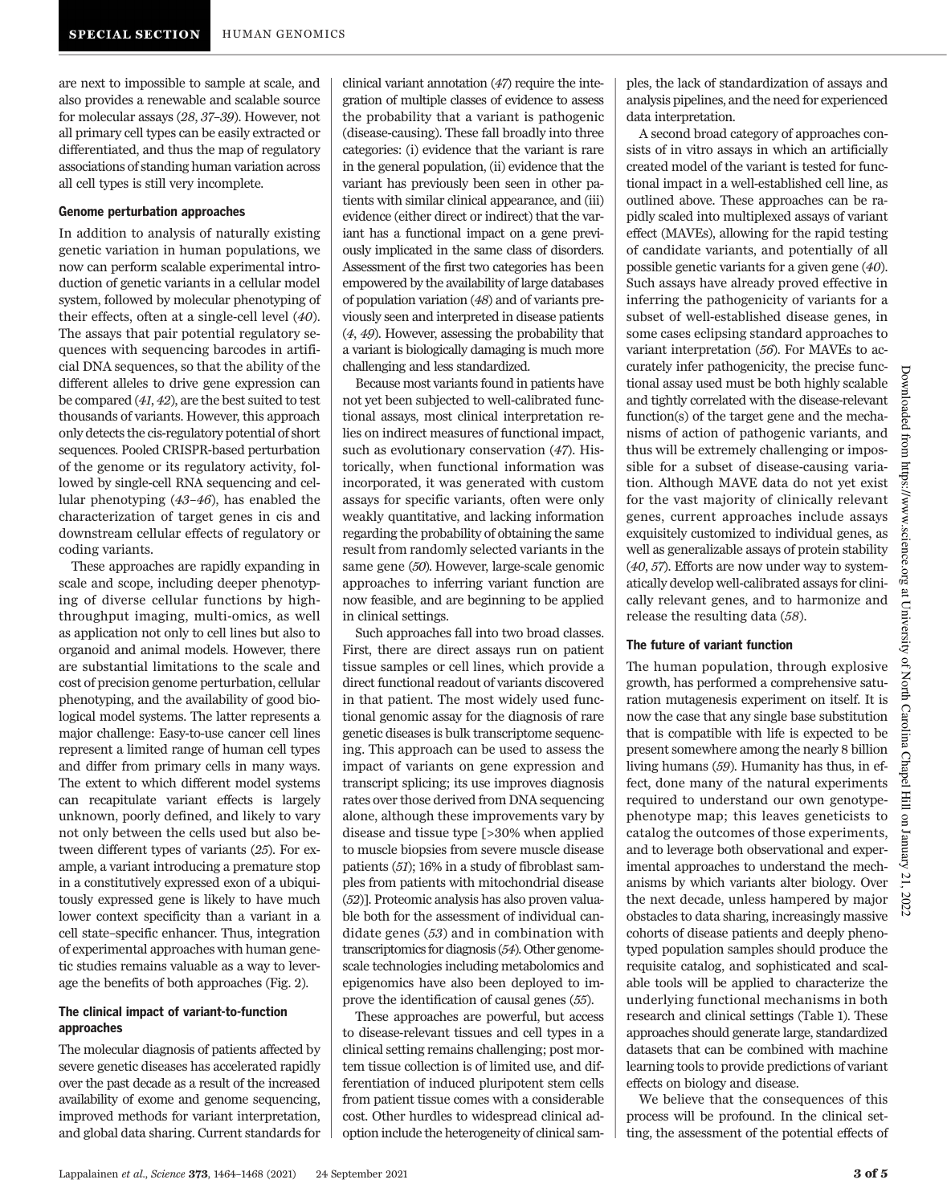are next to impossible to sample at scale, and also provides a renewable and scalable source for molecular assays (*28*, *37–39*). However, not all primary cell types can be easily extracted or differentiated, and thus the map of regulatory associations of standing human variation across all cell types is still very incomplete.

### Genome perturbation approaches

In addition to analysis of naturally existing genetic variation in human populations, we now can perform scalable experimental introduction of genetic variants in a cellular model system, followed by molecular phenotyping of their effects, often at a single-cell level (*40*). The assays that pair potential regulatory sequences with sequencing barcodes in artificial DNA sequences, so that the ability of the different alleles to drive gene expression can be compared (*41*, *42*), are the best suited to test thousands of variants. However, this approach only detects the cis-regulatory potential of short sequences. Pooled CRISPR-based perturbation of the genome or its regulatory activity, followed by single-cell RNA sequencing and cellular phenotyping (*43–46*), has enabled the characterization of target genes in cis and downstream cellular effects of regulatory or coding variants.

These approaches are rapidly expanding in scale and scope, including deeper phenotyping of diverse cellular functions by high-throughput imaging, multi-omics, as well as application not only to cell lines but also to organoid and animal models. However, there are substantial limitations to the scale and cost of precision genome perturbation, cellular phenotyping, and the availability of good biological model systems. The latter represents a major challenge: Easy-to-use cancer cell lines represent a limited range of human cell types and differ from primary cells in many ways. The extent to which different model systems can recapitulate variant effects is largely unknown, poorly defined, and likely to vary not only between the cells used but also between different types of variants (*25*). For example, a variant introducing a premature stop in a constitutively expressed exon of a ubiquitously expressed gene is likely to have much lower context specificity than a variant in a cell state–specific enhancer. Thus, integration of experimental approaches with human genetic studies remains valuable as a way to leverage the benefits of both approaches (Fig. 2).

### The clinical impact of variant-to-function approaches

The molecular diagnosis of patients affected by severe genetic diseases has accelerated rapidly over the past decade as a result of the increased availability of exome and genome sequencing, improved methods for variant interpretation, and global data sharing. Current standards for clinical variant annotation (*47*) require the integration of multiple classes of evidence to assess the probability that a variant is pathogenic (disease-causing). These fall broadly into three categories: (i) evidence that the variant is rare in the general population, (ii) evidence that the variant has previously been seen in other patients with similar clinical appearance, and (iii) evidence (either direct or indirect) that the variant has a functional impact on a gene previously implicated in the same class of disorders. Assessment of the first two categories has been empowered by the availability of large databases of population variation (*48*) and of variants previously seen and interpreted in disease patients (*4*, *49*). However, assessing the probability that a variant is biologically damaging is much more challenging and less standardized.

Because most variants found in patients have not yet been subjected to well-calibrated functional assays, most clinical interpretation relies on indirect measures of functional impact, such as evolutionary conservation (*47*). Historically, when functional information was incorporated, it was generated with custom assays for specific variants, often were only weakly quantitative, and lacking information regarding the probability of obtaining the same result from randomly selected variants in the same gene (*50*). However, large-scale genomic approaches to inferring variant function are now feasible, and are beginning to be applied in clinical settings.

Such approaches fall into two broad classes. First, there are direct assays run on patient tissue samples or cell lines, which provide a direct functional readout of variants discovered in that patient. The most widely used functional genomic assay for the diagnosis of rare genetic diseases is bulk transcriptome sequencing. This approach can be used to assess the impact of variants on gene expression and transcript splicing; its use improves diagnosis rates over those derived from DNA sequencing alone, although these improvements vary by disease and tissue type [>30% when applied to muscle biopsies from severe muscle disease patients (*51*); 16% in a study of fibroblast samples from patients with mitochondrial disease (*52*)]. Proteomic analysis has also proven valuable both for the assessment of individual candidate genes (*53*) and in combination with transcriptomics for diagnosis (*54*). Other genome-scale technologies including metabolomics and epigenomics have also been deployed to improve the identification of causal genes (*55*).

These approaches are powerful, but access to disease-relevant tissues and cell types in a clinical setting remains challenging; post mortem tissue collection is of limited use, and differentiation of induced pluripotent stem cells from patient tissue comes with a considerable cost. Other hurdles to widespread clinical adoption include the heterogeneity of clinical samples, the lack of standardization of assays and analysis pipelines, and the need for experienced data interpretation.

A second broad category of approaches consists of in vitro assays in which an artificially created model of the variant is tested for functional impact in a well-established cell line, as outlined above. These approaches can be rapidly scaled into multiplexed assays of variant effect (MAVEs), allowing for the rapid testing of candidate variants, and potentially of all possible genetic variants for a given gene (*40*). Such assays have already proved effective in inferring the pathogenicity of variants for a subset of well-established disease genes, in some cases eclipsing standard approaches to variant interpretation (*56*). For MAVEs to accurately infer pathogenicity, the precise functional assay used must be both highly scalable and tightly correlated with the disease-relevant function(s) of the target gene and the mechanisms of action of pathogenic variants, and thus will be extremely challenging or impossible for a subset of disease-causing variation. Although MAVE data do not yet exist for the vast majority of clinically relevant genes, current approaches include assays exquisitely customized to individual genes, as well as generalizable assays of protein stability (*40*, *57*). Efforts are now under way to systematically develop well-calibrated assays for clinically relevant genes, and to harmonize and release the resulting data (*58*).

### The future of variant function

The human population, through explosive growth, has performed a comprehensive saturation mutagenesis experiment on itself. It is now the case that any single base substitution that is compatible with life is expected to be present somewhere among the nearly 8 billion living humans (*59*). Humanity has thus, in effect, done many of the natural experiments required to understand our own genotype-phenotype map; this leaves geneticists to catalog the outcomes of those experiments, and to leverage both observational and experimental approaches to understand the mechanisms by which variants alter biology. Over the next decade, unless hampered by major obstacles to data sharing, increasingly massive cohorts of disease patients and deeply phenotyped population samples should produce the requisite catalog, and sophisticated and scalable tools will be applied to characterize the underlying functional mechanisms in both research and clinical settings (Table 1). These approaches should generate large, standardized datasets that can be combined with machine learning tools to provide predictions of variant effects on biology and disease.

We believe that the consequences of this process will be profound. In the clinical setting, the assessment of the potential effects of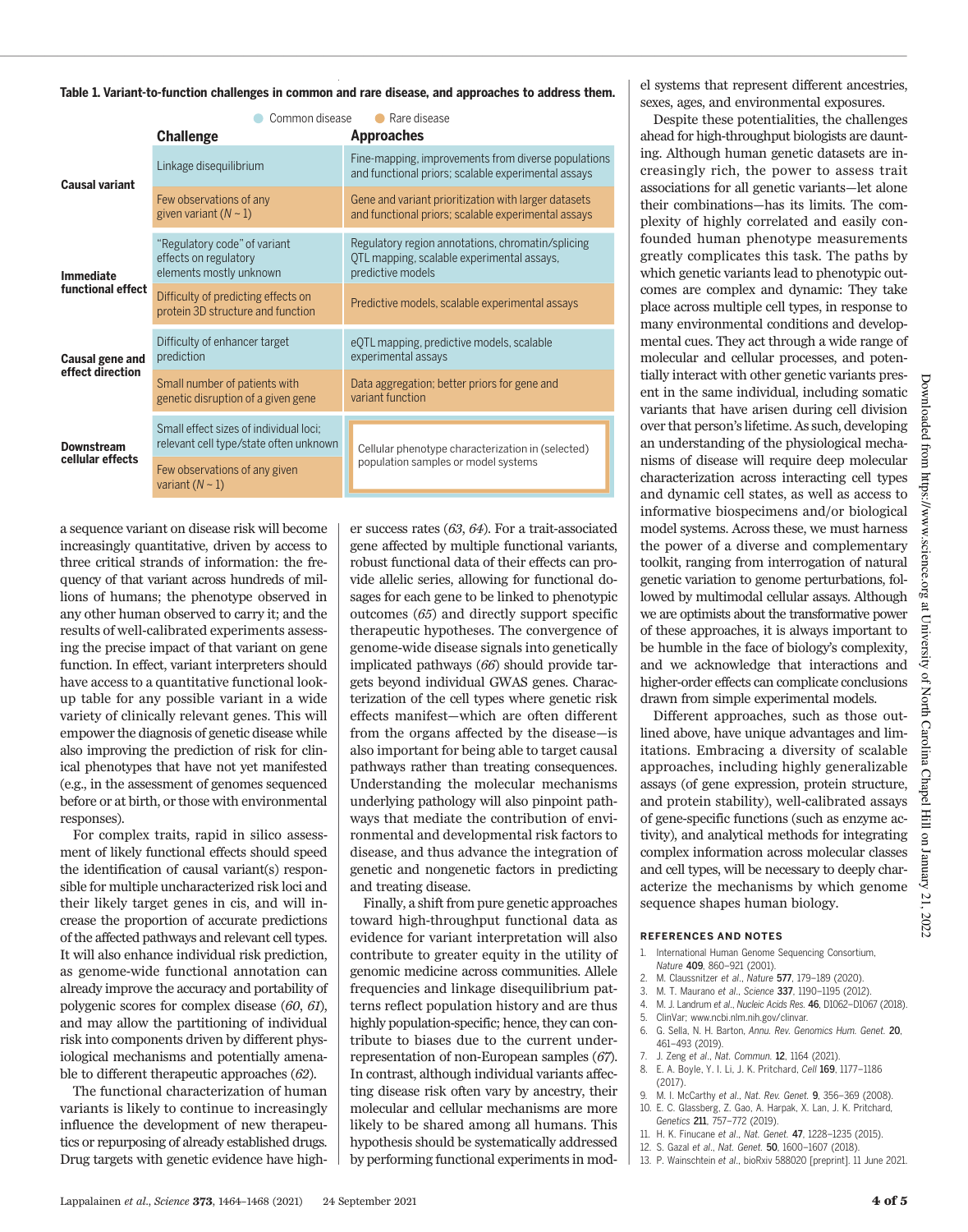**Table 1. Variant-to-function challenges in common and rare disease, and approaches to address them.**

● Common disease ● Rare disease

| | Challenge | Approaches |
|---|---|---|
| Causal variant | Linkage disequilibrium | Fine-mapping, improvements from diverse populations and functional priors; scalable experimental assays |
| | Few observations of any given variant ($N \sim 1$) | Gene and variant prioritization with larger datasets and functional priors; scalable experimental assays |
| Immediate functional effect | "Regulatory code" of variant effects on regulatory elements mostly unknown | Regulatory region annotations, chromatin/splicing QTL mapping, scalable experimental assays, predictive models |
| | Difficulty of predicting effects on protein 3D structure and function | Predictive models, scalable experimental assays |
| Causal gene and effect direction | Difficulty of enhancer target prediction | eQTL mapping, predictive models, scalable experimental assays |
| | Small number of patients with genetic disruption of a given gene | Data aggregation; better priors for gene and variant function |
| Downstream cellular effects | Small effect sizes of individual loci; relevant cell type/state often unknown | Cellular phenotype characterization in (selected) population samples or model systems |
| | Few observations of any given variant ($N \sim 1$) | Cellular phenotype characterization in (selected) population samples or model systems |

a sequence variant on disease risk will become increasingly quantitative, driven by access to three critical strands of information: the frequency of that variant across hundreds of millions of humans; the phenotype observed in any other human observed to carry it; and the results of well-calibrated experiments assessing the precise impact of that variant on gene function. In effect, variant interpreters should have access to a quantitative functional lookup table for any possible variant in a wide variety of clinically relevant genes. This will empower the diagnosis of genetic disease while also improving the prediction of risk for clinical phenotypes that have not yet manifested (e.g., in the assessment of genomes sequenced before or at birth, or those with environmental responses).

For complex traits, rapid in silico assessment of likely functional effects should speed the identification of causal variant(s) responsible for multiple uncharacterized risk loci and their likely target genes in cis, and will increase the proportion of accurate predictions of the affected pathways and relevant cell types. It will also enhance individual risk prediction, as genome-wide functional annotation can already improve the accuracy and portability of polygenic scores for complex disease (*60*, *61*), and may allow the partitioning of individual risk into components driven by different physiological mechanisms and potentially amenable to different therapeutic approaches (*62*).

The functional characterization of human variants is likely to continue to increasingly influence the development of new therapeutics or repurposing of already established drugs. Drug targets with genetic evidence have higher success rates (*63*, *64*). For a trait-associated gene affected by multiple functional variants, robust functional data of their effects can provide allelic series, allowing for functional dosages for each gene to be linked to phenotypic outcomes (*65*) and directly support specific therapeutic hypotheses. The convergence of genome-wide disease signals into genetically implicated pathways (*66*) should provide targets beyond individual GWAS genes. Characterization of the cell types where genetic risk effects manifest—which are often different from the organs affected by the disease—is also important for being able to target causal pathways rather than treating consequences. Understanding the molecular mechanisms underlying pathology will also pinpoint pathways that mediate the contribution of environmental and developmental risk factors to disease, and thus advance the integration of genetic and nongenetic factors in predicting and treating disease.

Finally, a shift from pure genetic approaches toward high-throughput functional data as evidence for variant interpretation will also contribute to greater equity in the utility of genomic medicine across communities. Allele frequencies and linkage disequilibrium patterns reflect population history and are thus highly population-specific; hence, they can contribute to biases due to the current underrepresentation of non-European samples (*67*). In contrast, although individual variants affecting disease risk often vary by ancestry, their molecular and cellular mechanisms are more likely to be shared among all humans. This hypothesis should be systematically addressed by performing functional experiments in model systems that represent different ancestries, sexes, ages, and environmental exposures.

Despite these potentialities, the challenges ahead for high-throughput biologists are daunting. Although human genetic datasets are increasingly rich, the power to assess trait associations for all genetic variants—let alone their combinations—has its limits. The complexity of highly correlated and easily confounded human phenotype measurements greatly complicates this task. The paths by which genetic variants lead to phenotypic outcomes are complex and dynamic: They take place across multiple cell types, in response to many environmental conditions and developmental cues. They act through a wide range of molecular and cellular processes, and potentially interact with other genetic variants present in the same individual, including somatic variants that have arisen during cell division over that person's lifetime. As such, developing an understanding of the physiological mechanisms of disease will require deep molecular characterization across interacting cell types and dynamic cell states, as well as access to informative biospecimens and/or biological model systems. Across these, we must harness the power of a diverse and complementary toolkit, ranging from interrogation of natural genetic variation to genome perturbations, followed by multimodal cellular assays. Although we are optimists about the transformative power of these approaches, it is always important to be humble in the face of biology's complexity, and we acknowledge that interactions and higher-order effects can complicate conclusions drawn from simple experimental models.

Different approaches, such as those outlined above, have unique advantages and limitations. Embracing a diversity of scalable approaches, including highly generalizable assays (of gene expression, protein structure, and protein stability), well-calibrated assays of gene-specific functions (such as enzyme activity), and analytical methods for integrating complex information across molecular classes and cell types, will be necessary to deeply characterize the mechanisms by which genome sequence shapes human biology.

## REFERENCES AND NOTES

1. International Human Genome Sequencing Consortium, *Nature* **409**, 860–921 (2001).
2. M. Claussnitzer *et al.*, *Nature* **577**, 179–189 (2020).
3. M. T. Maurano *et al.*, *Science* **337**, 1190–1195 (2012).
4. M. J. Landrum *et al.*, *Nucleic Acids Res.* **46**, D1062–D1067 (2018).
5. ClinVar; www.ncbi.nlm.nih.gov/clinvar.
6. G. Sella, N. H. Barton, *Annu. Rev. Genomics Hum. Genet.* **20**, 461–493 (2019).
7. J. Zeng *et al.*, *Nat. Commun.* **12**, 1164 (2021).
8. E. A. Boyle, Y. I. Li, J. K. Pritchard, *Cell* **169**, 1177–1186 (2017).
9. M. I. McCarthy *et al.*, *Nat. Rev. Genet.* **9**, 356–369 (2008).
10. E. C. Glassberg, Z. Gao, A. Harpak, X. Lan, J. K. Pritchard, *Genetics* **211**, 757–772 (2019).
11. H. K. Finucane *et al.*, *Nat. Genet.* **47**, 1228–1235 (2015).
12. S. Gazal *et al.*, *Nat. Genet.* **50**, 1600–1607 (2018).
13. P. Wainschtein *et al.*, bioRxiv 588020 [preprint]. 11 June 2021.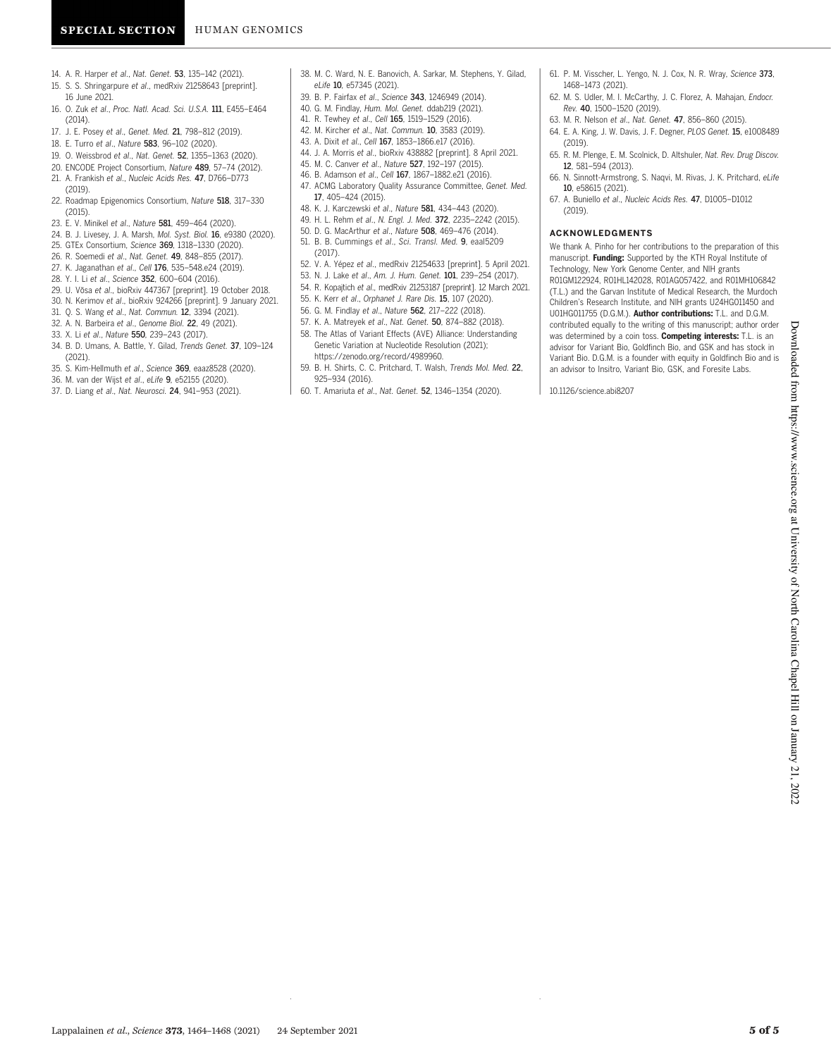14. A. R. Harper *et al.*, *Nat. Genet.* **53**, 135–142 (2021).
15. S. S. Shringarpure *et al.*, medRxiv 21258643 [preprint]. 16 June 2021.
16. O. Zuk *et al.*, *Proc. Natl. Acad. Sci. U.S.A.* **111**, E455–E464 (2014).
17. J. E. Posey *et al.*, *Genet. Med.* **21**, 798–812 (2019).
18. E. Turro *et al.*, *Nature* **583**, 96–102 (2020).
19. O. Weissbrod *et al.*, *Nat. Genet.* **52**, 1355–1363 (2020).
20. ENCODE Project Consortium, *Nature* **489**, 57–74 (2012).
21. A. Frankish *et al.*, *Nucleic Acids Res.* **47**, D766–D773 (2019).
22. Roadmap Epigenomics Consortium, *Nature* **518**, 317–330 (2015).
23. E. V. Minikel *et al.*, *Nature* **581**, 459–464 (2020).
24. B. J. Livesey, J. A. Marsh, *Mol. Syst. Biol.* **16**, e9380 (2020).
25. GTEx Consortium, *Science* **369**, 1318–1330 (2020).
26. R. Soemedi *et al.*, *Nat. Genet.* **49**, 848–855 (2017).
27. K. Jaganathan *et al.*, *Cell* **176**, 535–548.e24 (2019).
28. Y. I. Li *et al.*, *Science* **352**, 600–604 (2016).
29. U. Võsa *et al.*, bioRxiv 447367 [preprint]. 19 October 2018.
30. N. Kerimov *et al.*, bioRxiv 924266 [preprint]. 9 January 2021.
31. Q. S. Wang *et al.*, *Nat. Commun.* **12**, 3394 (2021).
32. A. N. Barbeira *et al.*, *Genome Biol.* **22**, 49 (2021).
33. X. Li *et al.*, *Nature* **550**, 239–243 (2017).
34. B. D. Umans, A. Battle, Y. Gilad, *Trends Genet.* **37**, 109–124 (2021).
35. S. Kim-Hellmuth *et al.*, *Science* **369**, eaaz8528 (2020).
36. M. van der Wijst *et al.*, *eLife* **9**, e52155 (2020).
37. D. Liang *et al.*, *Nat. Neurosci.* **24**, 941–953 (2021).
38. M. C. Ward, N. E. Banovich, A. Sarkar, M. Stephens, Y. Gilad, *eLife* **10**, e57345 (2021).
39. B. P. Fairfax *et al.*, *Science* **343**, 1246949 (2014).
40. G. M. Findlay, *Hum. Mol. Genet.* ddab219 (2021).
41. R. Tewhey *et al.*, *Cell* **165**, 1519–1529 (2016).
42. M. Kircher *et al.*, *Nat. Commun.* **10**, 3583 (2019).
43. A. Dixit *et al.*, *Cell* **167**, 1853–1866.e17 (2016).
44. J. A. Morris *et al.*, bioRxiv 438882 [preprint]. 8 April 2021.
45. M. C. Canver *et al.*, *Nature* **527**, 192–197 (2015).
46. B. Adamson *et al.*, *Cell* **167**, 1867–1882.e21 (2016).
47. ACMG Laboratory Quality Assurance Committee, *Genet. Med.* **17**, 405–424 (2015).
48. K. J. Karczewski *et al.*, *Nature* **581**, 434–443 (2020).
49. H. L. Rehm *et al.*, *N. Engl. J. Med.* **372**, 2235–2242 (2015).
50. D. G. MacArthur *et al.*, *Nature* **508**, 469–476 (2014).
51. B. B. Cummings *et al.*, *Sci. Transl. Med.* **9**, eaal5209 (2017).
52. V. A. Yépez *et al.*, medRxiv 21254633 [preprint]. 5 April 2021.
53. N. J. Lake *et al.*, *Am. J. Hum. Genet.* **101**, 239–254 (2017).
54. R. Kopajtich *et al.*, medRxiv 21253187 [preprint]. 12 March 2021.
55. K. Kerr *et al.*, *Orphanet J. Rare Dis.* **15**, 107 (2020).
56. G. M. Findlay *et al.*, *Nature* **562**, 217–222 (2018).
57. K. A. Matreyek *et al.*, *Nat. Genet.* **50**, 874–882 (2018).
58. The Atlas of Variant Effects (AVE) Alliance: Understanding Genetic Variation at Nucleotide Resolution (2021); https://zenodo.org/record/4989960.
59. B. H. Shirts, C. C. Pritchard, T. Walsh, *Trends Mol. Med.* **22**, 925–934 (2016).
60. T. Amariuta *et al.*, *Nat. Genet.* **52**, 1346–1354 (2020).
61. P. M. Visscher, L. Yengo, N. J. Cox, N. R. Wray, *Science* **373**, 1468–1473 (2021).
62. M. S. Udler, M. I. McCarthy, J. C. Florez, A. Mahajan, *Endocr. Rev.* **40**, 1500–1520 (2019).
63. M. R. Nelson *et al.*, *Nat. Genet.* **47**, 856–860 (2015).
64. E. A. King, J. W. Davis, J. F. Degner, *PLOS Genet.* **15**, e1008489 (2019).
65. R. M. Plenge, E. M. Scolnick, D. Altshuler, *Nat. Rev. Drug Discov.* **12**, 581–594 (2013).
66. N. Sinnott-Armstrong, S. Naqvi, M. Rivas, J. K. Pritchard, *eLife* **10**, e58615 (2021).
67. A. Buniello *et al.*, *Nucleic Acids Res.* **47**, D1005–D1012 (2019).

## ACKNOWLEDGMENTS

We thank A. Pinho for her contributions to the preparation of this manuscript. **Funding:** Supported by the KTH Royal Institute of Technology, New York Genome Center, and NIH grants R01GM122924, R01HL142028, R01AG057422, and R01MH106842 (T.L.) and the Garvan Institute of Medical Research, the Murdoch Children's Research Institute, and NIH grants U24HG011450 and U01HG011755 (D.G.M.). **Author contributions:** T.L. and D.G.M. contributed equally to the writing of this manuscript; author order was determined by a coin toss. **Competing interests:** T.L. is an advisor for Variant Bio, Goldfinch Bio, and GSK and has stock in Variant Bio. D.G.M. is a founder with equity in Goldfinch Bio and is an advisor to Insitro, Variant Bio, GSK, and Foresite Labs.

10.1126/science.abi8207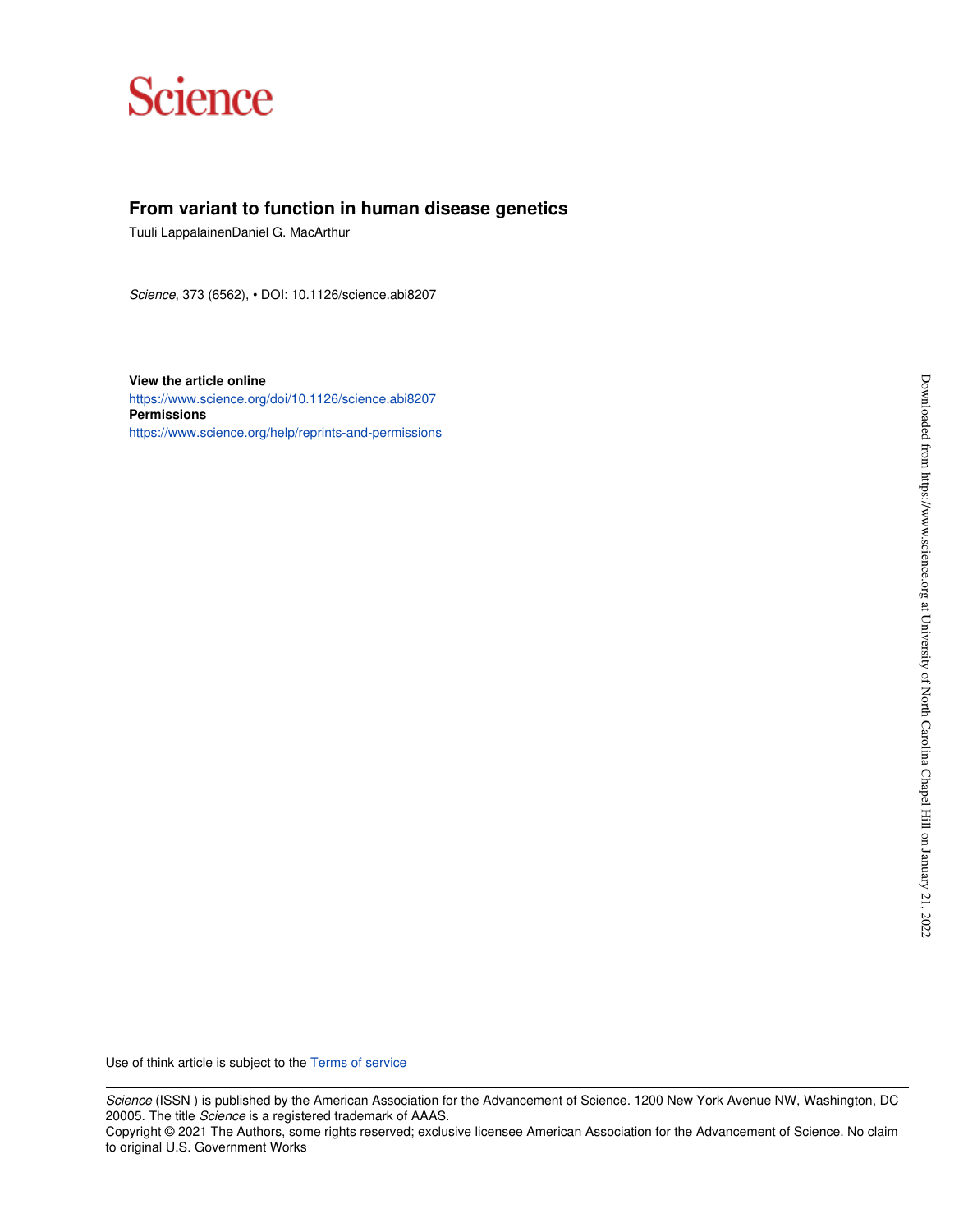# Science

## From variant to function in human disease genetics

Tuuli LappalainenDaniel G. MacArthur

*Science*, 373 (6562), • DOI: 10.1126/science.abi8207

**View the article online**
https://www.science.org/doi/10.1126/science.abi8207
**Permissions**
https://www.science.org/help/reprints-and-permissions

Downloaded from https://www.science.org at University of North Carolina Chapel Hill on January 21, 2022

Use of think article is subject to the Terms of service

*Science* (ISSN ) is published by the American Association for the Advancement of Science. 1200 New York Avenue NW, Washington, DC 20005. The title *Science* is a registered trademark of AAAS.
Copyright © 2021 The Authors, some rights reserved; exclusive licensee American Association for the Advancement of Science. No claim to original U.S. Government Works